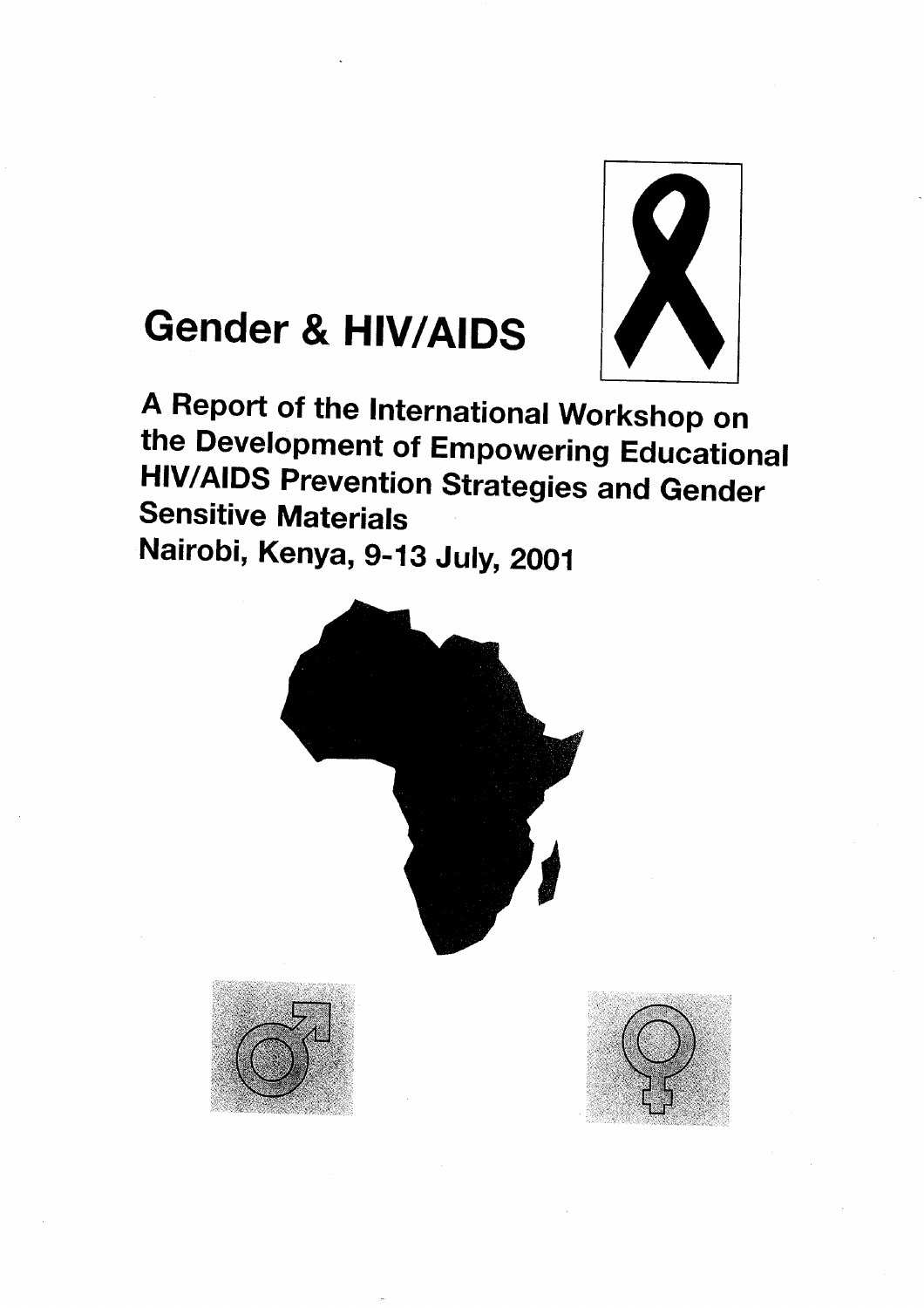# Gender & HIV/AIDS

## A Report of the International Workshop on the Development of Empowering Educational HIV/AIDS Prevention Strategies and Gender Sensitive Materials

## Nairobi, Kenya, 9-13 July, 2001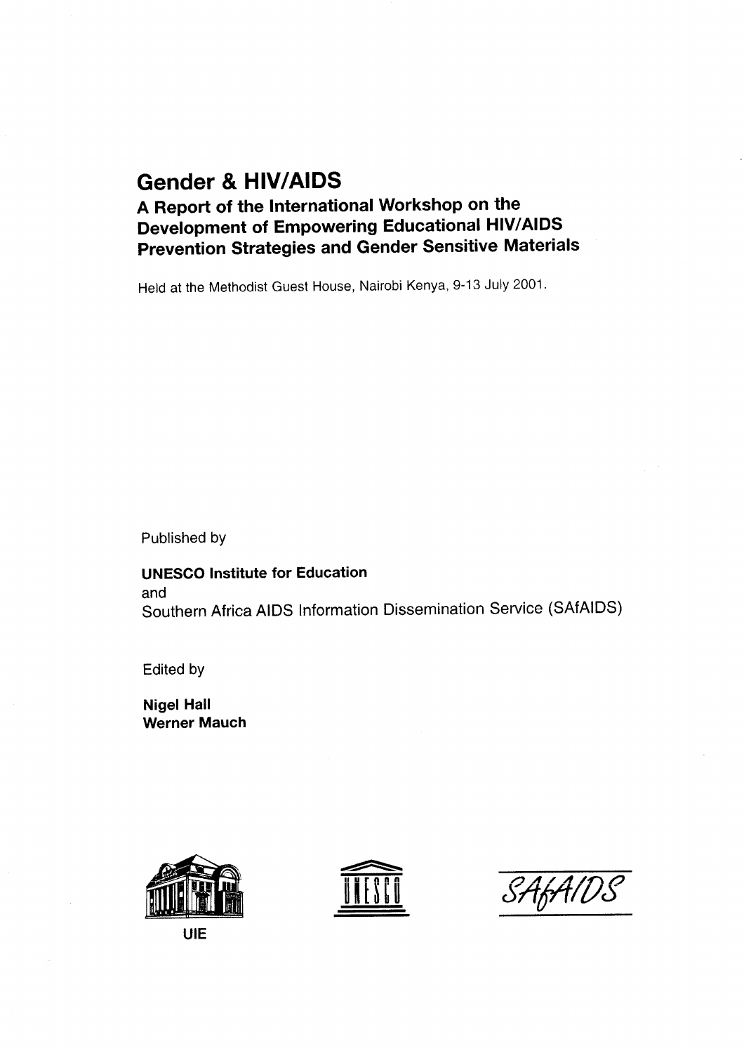# Gender & HIV/AIDS

## A Report of the International Workshop on the Development of Empowering Educational HIV/AIDS Prevention Strategies and Gender Sensitive Materials

Held at the Methodist Guest House, Nairobi Kenya, 9-13 July 2001.

Published by

**UNESCO Institute for Education**

and

Southern Africa AIDS Information Dissemination Service (SAfAIDS)

Edited by

**Nigel Hall**

**Werner Mauch**

UIE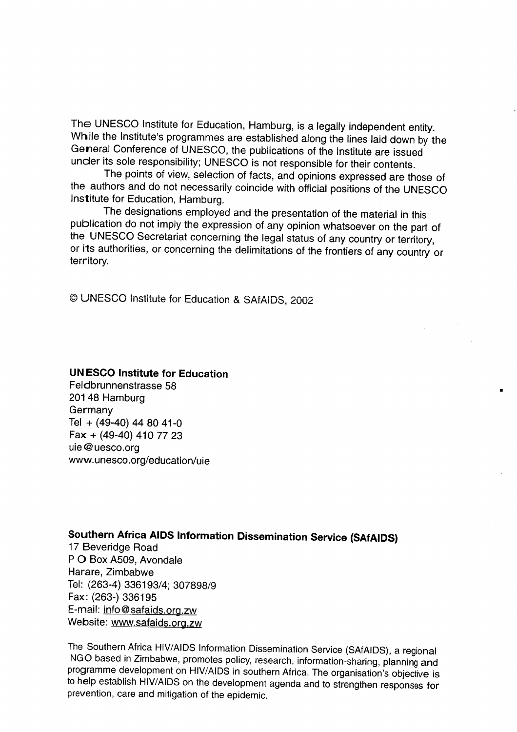The UNESCO Institute for Education, Hamburg, is a legally independent entity. While the Institute's programmes are established along the lines laid down by the General Conference of UNESCO, the publications of the Institute are issued under its sole responsibility; UNESCO is not responsible for their contents.

The points of view, selection of facts, and opinions expressed are those of the authors and do not necessarily coincide with official positions of the UNESCO Institute for Education, Hamburg.

The designations employed and the presentation of the material in this publication do not imply the expression of any opinion whatsoever on the part of the UNESCO Secretariat concerning the legal status of any country or territory, or its authorities, or concerning the delimitations of the frontiers of any country or territory.

© UNESCO Institute for Education & SAfAIDS, 2002

**UNESCO Institute for Education**
Feldbrunnenstrasse 58
20148 Hamburg
Germany
Tel + (49-40) 44 80 41-0
Fax + (49-40) 410 77 23
uie@uesco.org
www.unesco.org/education/uie

**Southern Africa AIDS Information Dissemination Service (SAfAIDS)**
17 Beveridge Road
P O Box A509, Avondale
Harare, Zimbabwe
Tel: (263-4) 336193/4; 307898/9
Fax: (263-) 336195
E-mail: info@safaids.org.zw
Website: www.safaids.org.zw

The Southern Africa HIV/AIDS Information Dissemination Service (SAfAIDS), a regional NGO based in Zimbabwe, promotes policy, research, information-sharing, planning and programme development on HIV/AIDS in southern Africa. The organisation's objective is to help establish HIV/AIDS on the development agenda and to strengthen responses for prevention, care and mitigation of the epidemic.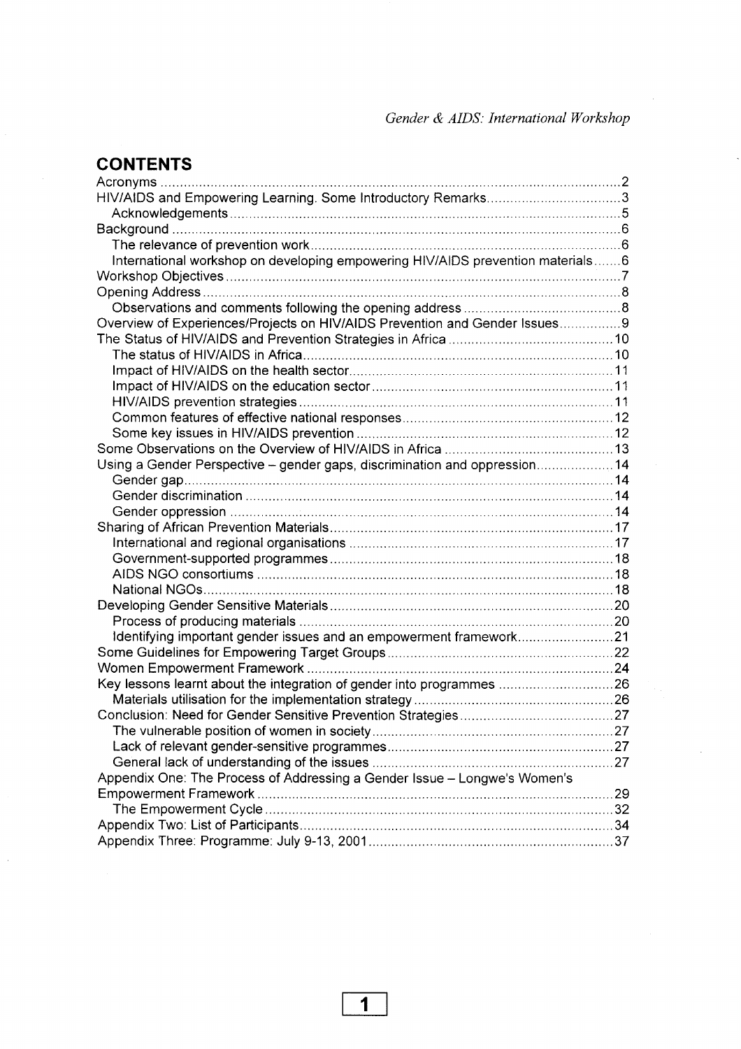## CONTENTS

Acronyms ........ 2
HIV/AIDS and Empowering Learning. Some Introductory Remarks ........ 3
- Acknowledgements ........ 5

Background ........ 6
- The relevance of prevention work ........ 6
- International workshop on developing empowering HIV/AIDS prevention materials ........ 6

Workshop Objectives ........ 7
Opening Address ........ 8
- Observations and comments following the opening address ........ 8

Overview of Experiences/Projects on HIV/AIDS Prevention and Gender Issues ........ 9
The Status of HIV/AIDS and Prevention Strategies in Africa ........ 10
- The status of HIV/AIDS in Africa ........ 10
- Impact of HIV/AIDS on the health sector ........ 11
- Impact of HIV/AIDS on the education sector ........ 11
- HIV/AIDS prevention strategies ........ 11
- Common features of effective national responses ........ 12
- Some key issues in HIV/AIDS prevention ........ 12

Some Observations on the Overview of HIV/AIDS in Africa ........ 13
Using a Gender Perspective – gender gaps, discrimination and oppression ........ 14
- Gender gap ........ 14
- Gender discrimination ........ 14
- Gender oppression ........ 14

Sharing of African Prevention Materials ........ 17
- International and regional organisations ........ 17
- Government-supported programmes ........ 18
- AIDS NGO consortiums ........ 18
- National NGOs ........ 18

Developing Gender Sensitive Materials ........ 20
- Process of producing materials ........ 20
- Identifying important gender issues and an empowerment framework ........ 21

Some Guidelines for Empowering Target Groups ........ 22
Women Empowerment Framework ........ 24
Key lessons learnt about the integration of gender into programmes ........ 26
- Materials utilisation for the implementation strategy ........ 26

Conclusion: Need for Gender Sensitive Prevention Strategies ........ 27
- The vulnerable position of women in society ........ 27
- Lack of relevant gender-sensitive programmes ........ 27
- General lack of understanding of the issues ........ 27

Appendix One: The Process of Addressing a Gender Issue – Longwe's Women's Empowerment Framework ........ 29
- The Empowerment Cycle ........ 32

Appendix Two: List of Participants ........ 34
Appendix Three: Programme: July 9-13, 2001 ........ 37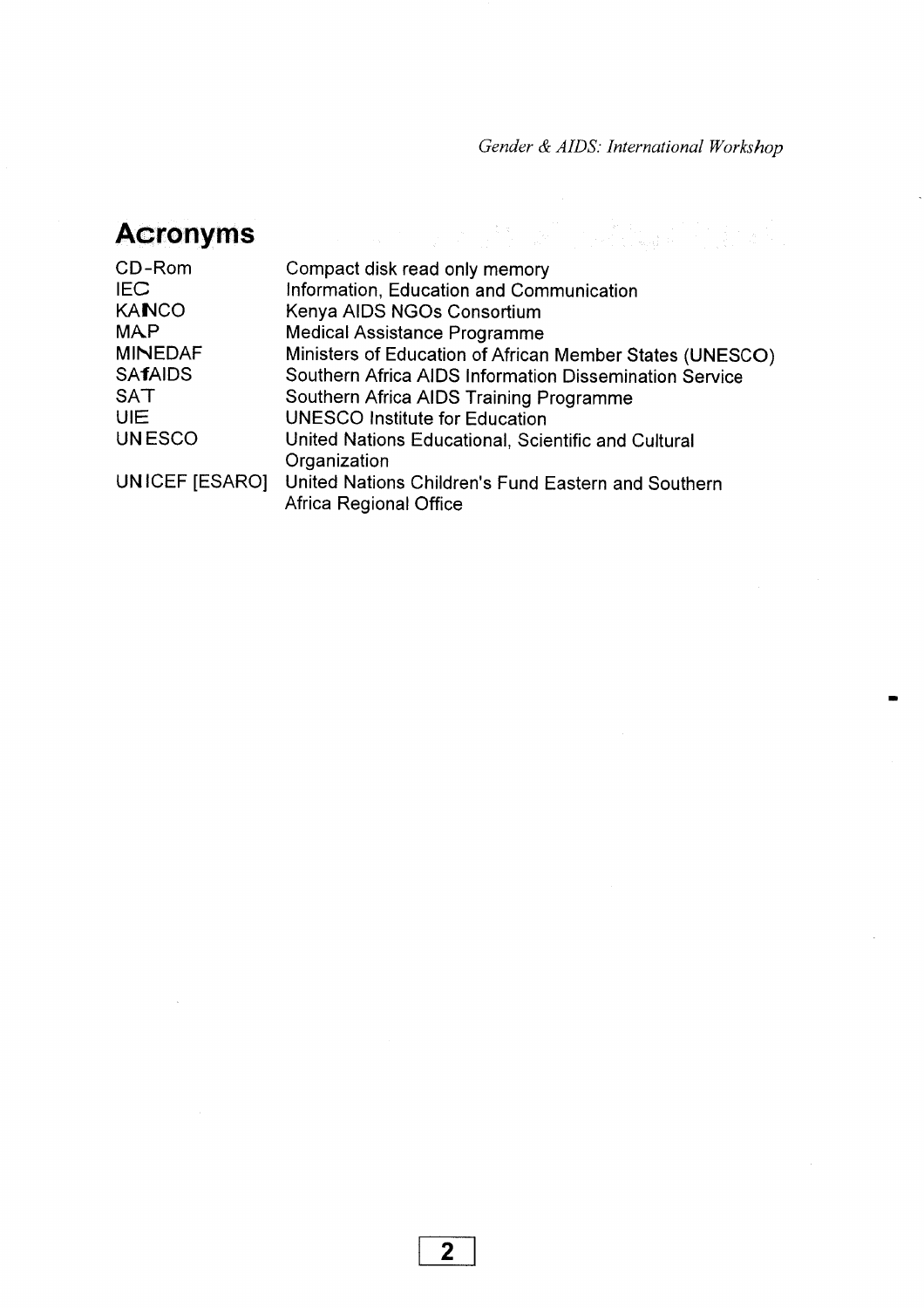# Acronyms

| | |
|---|---|
| CD-Rom | Compact disk read only memory |
| IEC | Information, Education and Communication |
| KANCO | Kenya AIDS NGOs Consortium |
| MAP | Medical Assistance Programme |
| MINEDAF | Ministers of Education of African Member States (UNESCO) |
| SAfAIDS | Southern Africa AIDS Information Dissemination Service |
| SAT | Southern Africa AIDS Training Programme |
| UIE | UNESCO Institute for Education |
| UNESCO | United Nations Educational, Scientific and Cultural Organization |
| UNICEF [ESARO] | United Nations Children's Fund Eastern and Southern Africa Regional Office |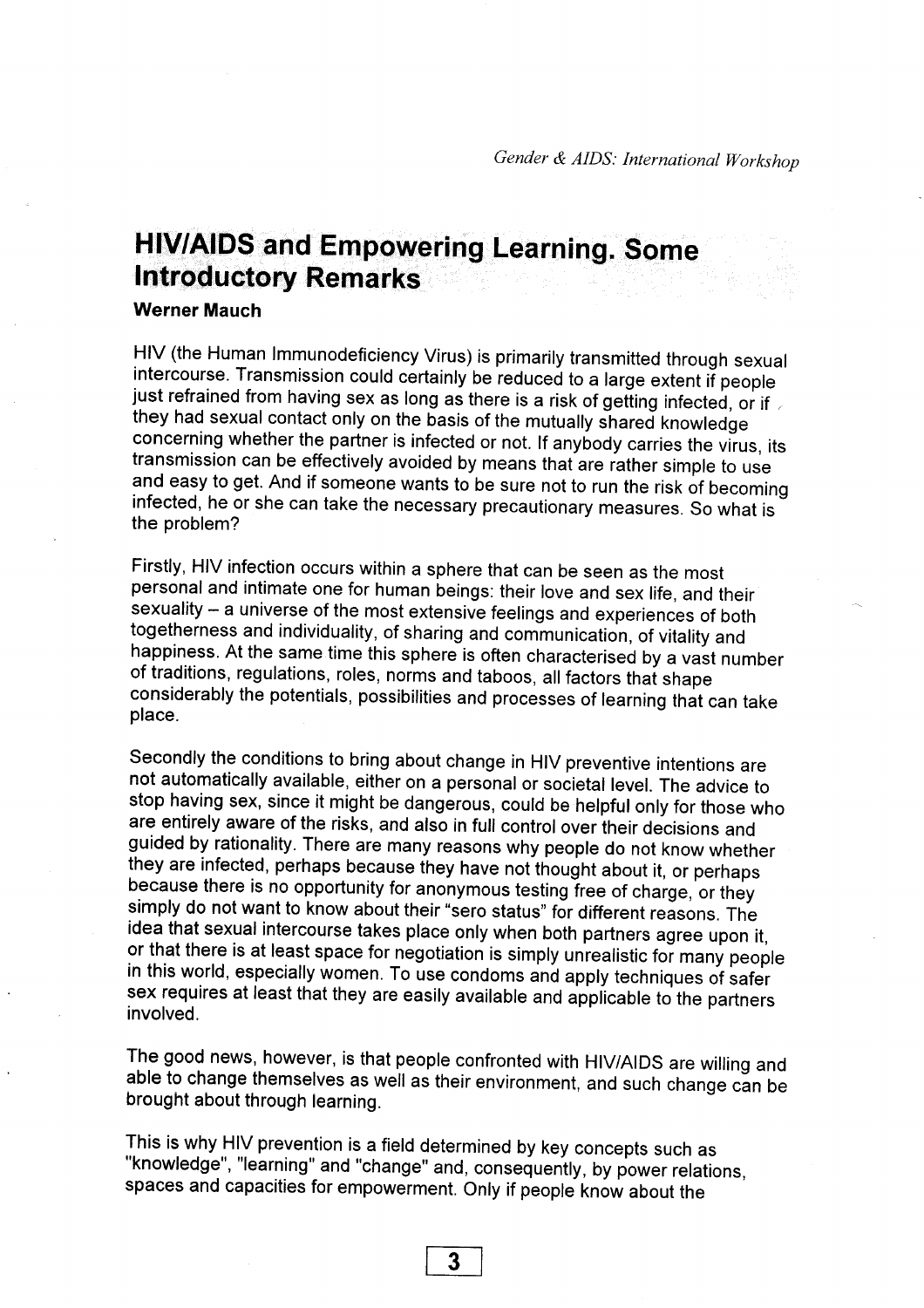## HIV/AIDS and Empowering Learning. Some Introductory Remarks

**Werner Mauch**

HIV (the Human Immunodeficiency Virus) is primarily transmitted through sexual intercourse. Transmission could certainly be reduced to a large extent if people just refrained from having sex as long as there is a risk of getting infected, or if they had sexual contact only on the basis of the mutually shared knowledge concerning whether the partner is infected or not. If anybody carries the virus, its transmission can be effectively avoided by means that are rather simple to use and easy to get. And if someone wants to be sure not to run the risk of becoming infected, he or she can take the necessary precautionary measures. So what is the problem?

Firstly, HIV infection occurs within a sphere that can be seen as the most personal and intimate one for human beings: their love and sex life, and their sexuality – a universe of the most extensive feelings and experiences of both togetherness and individuality, of sharing and communication, of vitality and happiness. At the same time this sphere is often characterised by a vast number of traditions, regulations, roles, norms and taboos, all factors that shape considerably the potentials, possibilities and processes of learning that can take place.

Secondly the conditions to bring about change in HIV preventive intentions are not automatically available, either on a personal or societal level. The advice to stop having sex, since it might be dangerous, could be helpful only for those who are entirely aware of the risks, and also in full control over their decisions and guided by rationality. There are many reasons why people do not know whether they are infected, perhaps because they have not thought about it, or perhaps because there is no opportunity for anonymous testing free of charge, or they simply do not want to know about their "sero status" for different reasons. The idea that sexual intercourse takes place only when both partners agree upon it, or that there is at least space for negotiation is simply unrealistic for many people in this world, especially women. To use condoms and apply techniques of safer sex requires at least that they are easily available and applicable to the partners involved.

The good news, however, is that people confronted with HIV/AIDS are willing and able to change themselves as well as their environment, and such change can be brought about through learning.

This is why HIV prevention is a field determined by key concepts such as "knowledge", "learning" and "change" and, consequently, by power relations, spaces and capacities for empowerment. Only if people know about the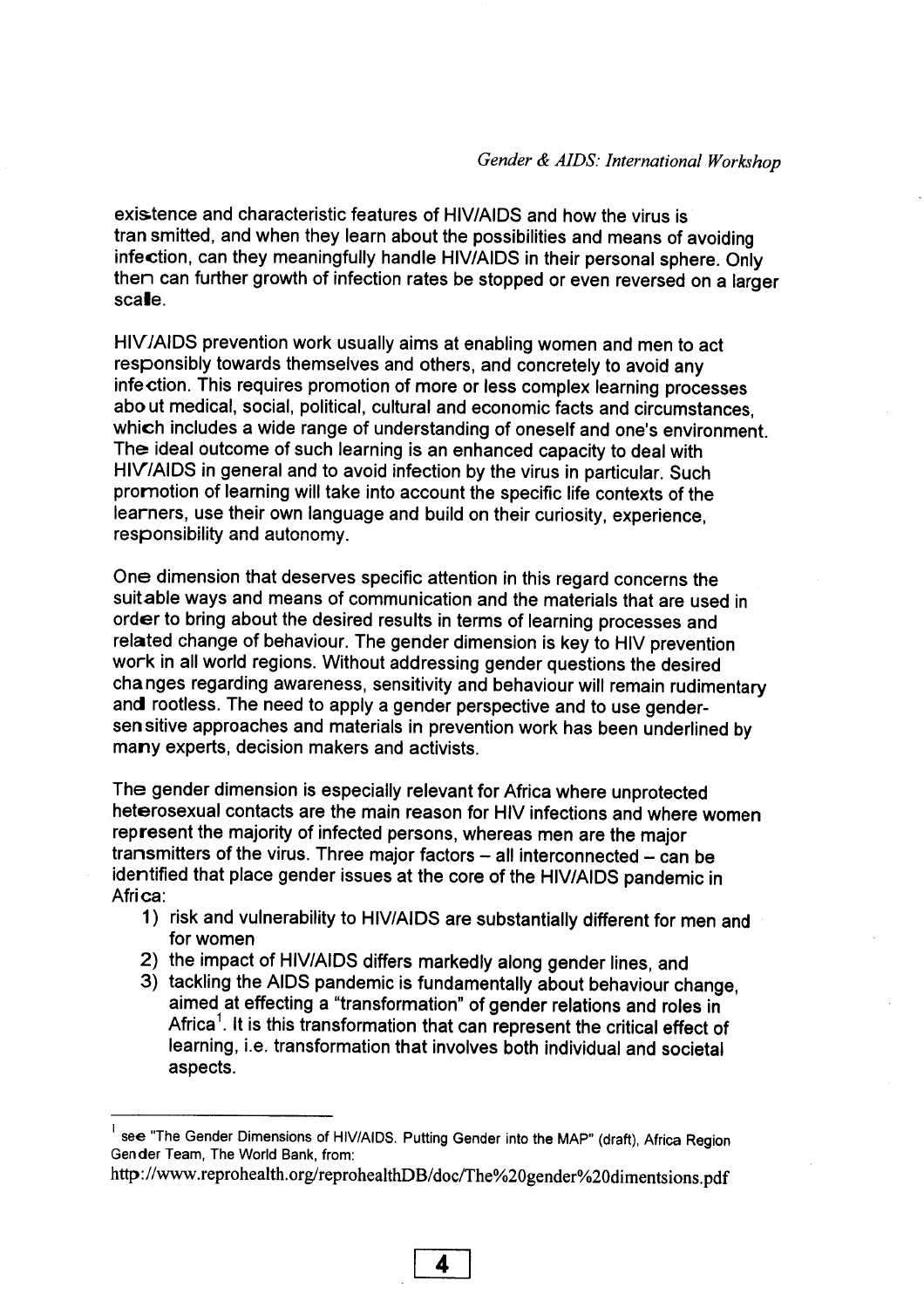existence and characteristic features of HIV/AIDS and how the virus is transmitted, and when they learn about the possibilities and means of avoiding infection, can they meaningfully handle HIV/AIDS in their personal sphere. Only then can further growth of infection rates be stopped or even reversed on a larger scale.

HIV/AIDS prevention work usually aims at enabling women and men to act responsibly towards themselves and others, and concretely to avoid any infection. This requires promotion of more or less complex learning processes about medical, social, political, cultural and economic facts and circumstances, which includes a wide range of understanding of oneself and one's environment. The ideal outcome of such learning is an enhanced capacity to deal with HIV/AIDS in general and to avoid infection by the virus in particular. Such promotion of learning will take into account the specific life contexts of the learners, use their own language and build on their curiosity, experience, responsibility and autonomy.

One dimension that deserves specific attention in this regard concerns the suitable ways and means of communication and the materials that are used in order to bring about the desired results in terms of learning processes and related change of behaviour. The gender dimension is key to HIV prevention work in all world regions. Without addressing gender questions the desired changes regarding awareness, sensitivity and behaviour will remain rudimentary and rootless. The need to apply a gender perspective and to use gender-sensitive approaches and materials in prevention work has been underlined by many experts, decision makers and activists.

The gender dimension is especially relevant for Africa where unprotected heterosexual contacts are the main reason for HIV infections and where women represent the majority of infected persons, whereas men are the major transmitters of the virus. Three major factors – all interconnected – can be identified that place gender issues at the core of the HIV/AIDS pandemic in Africa:

1) risk and vulnerability to HIV/AIDS are substantially different for men and for women
2) the impact of HIV/AIDS differs markedly along gender lines, and
3) tackling the AIDS pandemic is fundamentally about behaviour change, aimed at effecting a "transformation" of gender relations and roles in Africa[1]. It is this transformation that can represent the critical effect of learning, i.e. transformation that involves both individual and societal aspects.

---

[1] see "The Gender Dimensions of HIV/AIDS. Putting Gender into the MAP" (draft), Africa Region Gender Team, The World Bank, from:
http://www.reprohealth.org/reprohealthDB/doc/The%20gender%20dimentsions.pdf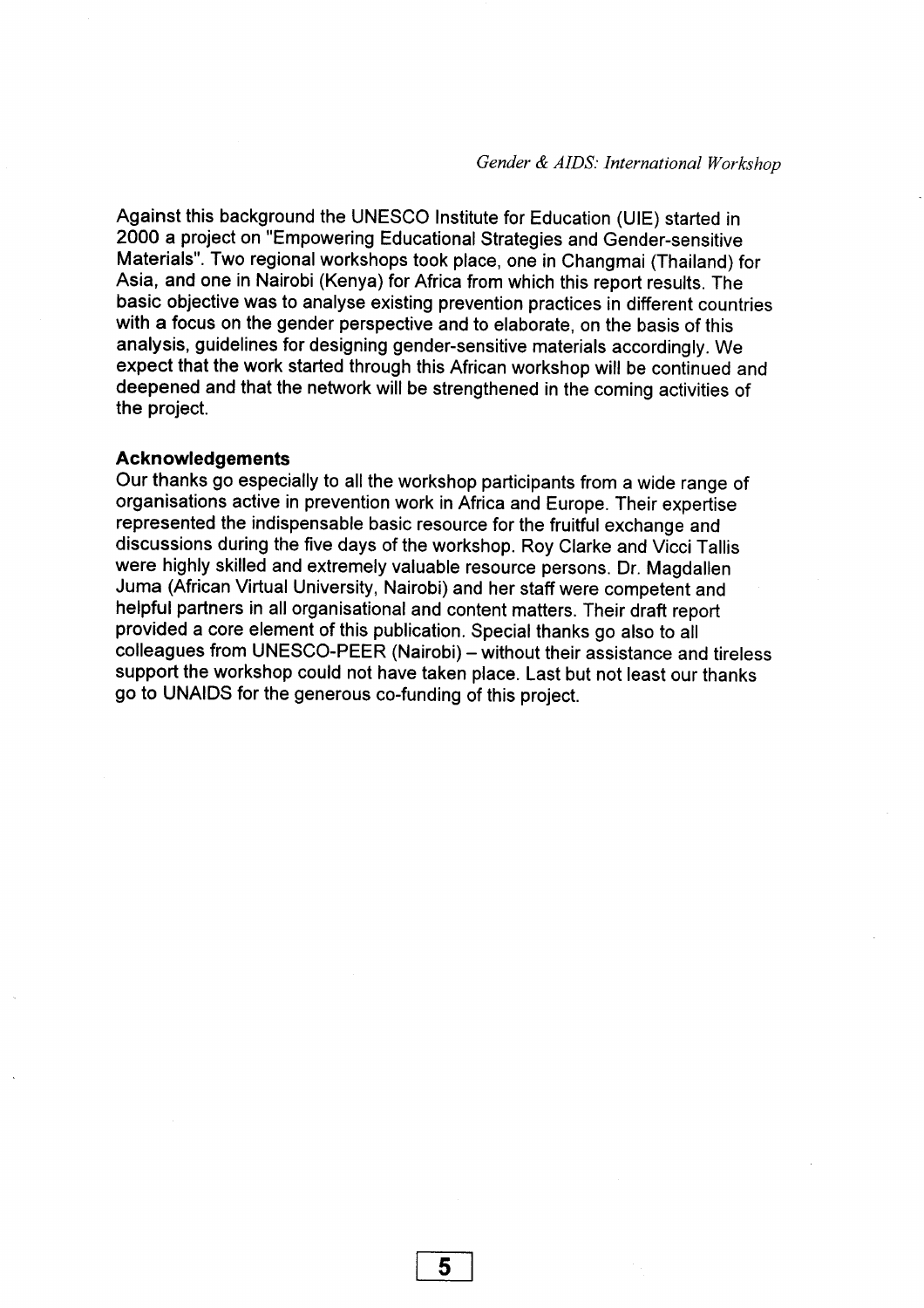Against this background the UNESCO Institute for Education (UIE) started in 2000 a project on "Empowering Educational Strategies and Gender-sensitive Materials". Two regional workshops took place, one in Changmai (Thailand) for Asia, and one in Nairobi (Kenya) for Africa from which this report results. The basic objective was to analyse existing prevention practices in different countries with a focus on the gender perspective and to elaborate, on the basis of this analysis, guidelines for designing gender-sensitive materials accordingly. We expect that the work started through this African workshop will be continued and deepened and that the network will be strengthened in the coming activities of the project.

**Acknowledgements**

Our thanks go especially to all the workshop participants from a wide range of organisations active in prevention work in Africa and Europe. Their expertise represented the indispensable basic resource for the fruitful exchange and discussions during the five days of the workshop. Roy Clarke and Vicci Tallis were highly skilled and extremely valuable resource persons. Dr. Magdallen Juma (African Virtual University, Nairobi) and her staff were competent and helpful partners in all organisational and content matters. Their draft report provided a core element of this publication. Special thanks go also to all colleagues from UNESCO-PEER (Nairobi) – without their assistance and tireless support the workshop could not have taken place. Last but not least our thanks go to UNAIDS for the generous co-funding of this project.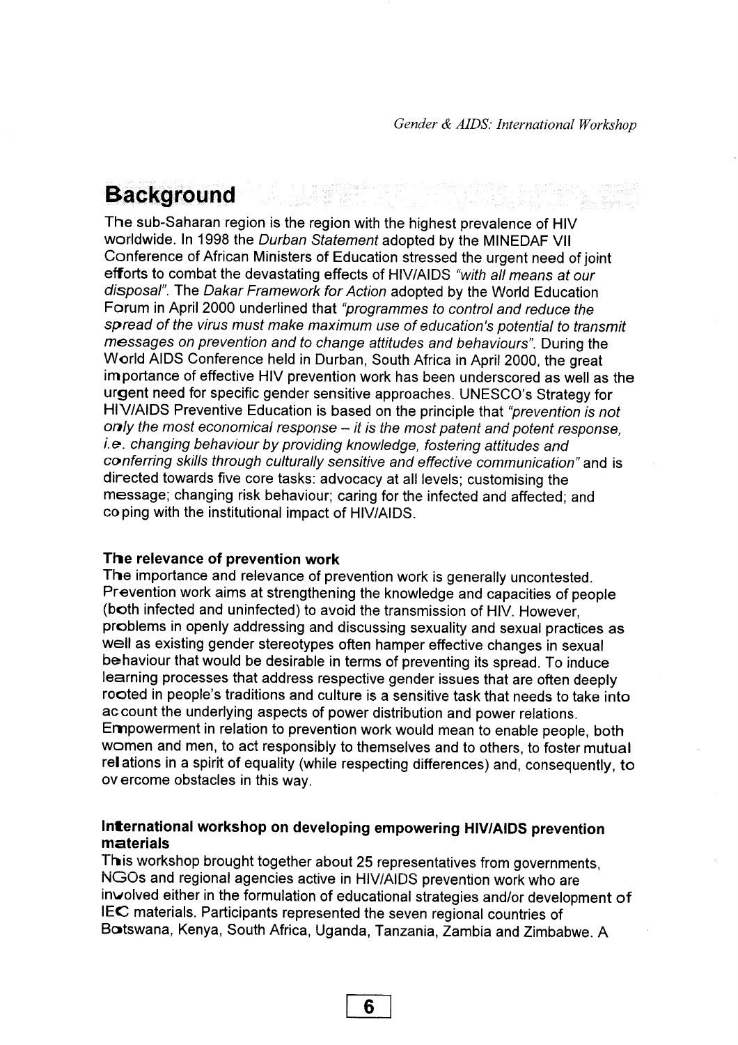# Background

The sub-Saharan region is the region with the highest prevalence of HIV worldwide. In 1998 the *Durban Statement* adopted by the MINEDAF VII Conference of African Ministers of Education stressed the urgent need of joint efforts to combat the devastating effects of HIV/AIDS *"with all means at our disposal"*. The *Dakar Framework for Action* adopted by the World Education Forum in April 2000 underlined that *"programmes to control and reduce the spread of the virus must make maximum use of education's potential to transmit messages on prevention and to change attitudes and behaviours"*. During the World AIDS Conference held in Durban, South Africa in April 2000, the great importance of effective HIV prevention work has been underscored as well as the urgent need for specific gender sensitive approaches. UNESCO's Strategy for HIV/AIDS Preventive Education is based on the principle that *"prevention is not only the most economical response – it is the most patent and potent response, i.e. changing behaviour by providing knowledge, fostering attitudes and conferring skills through culturally sensitive and effective communication"* and is directed towards five core tasks: advocacy at all levels; customising the message; changing risk behaviour; caring for the infected and affected; and coping with the institutional impact of HIV/AIDS.

### The relevance of prevention work

The importance and relevance of prevention work is generally uncontested. Prevention work aims at strengthening the knowledge and capacities of people (both infected and uninfected) to avoid the transmission of HIV. However, problems in openly addressing and discussing sexuality and sexual practices as well as existing gender stereotypes often hamper effective changes in sexual behaviour that would be desirable in terms of preventing its spread. To induce learning processes that address respective gender issues that are often deeply rooted in people's traditions and culture is a sensitive task that needs to take into account the underlying aspects of power distribution and power relations. Empowerment in relation to prevention work would mean to enable people, both women and men, to act responsibly to themselves and to others, to foster mutual relations in a spirit of equality (while respecting differences) and, consequently, to overcome obstacles in this way.

### International workshop on developing empowering HIV/AIDS prevention materials

This workshop brought together about 25 representatives from governments, NGOs and regional agencies active in HIV/AIDS prevention work who are involved either in the formulation of educational strategies and/or development of IEC materials. Participants represented the seven regional countries of Botswana, Kenya, South Africa, Uganda, Tanzania, Zambia and Zimbabwe. A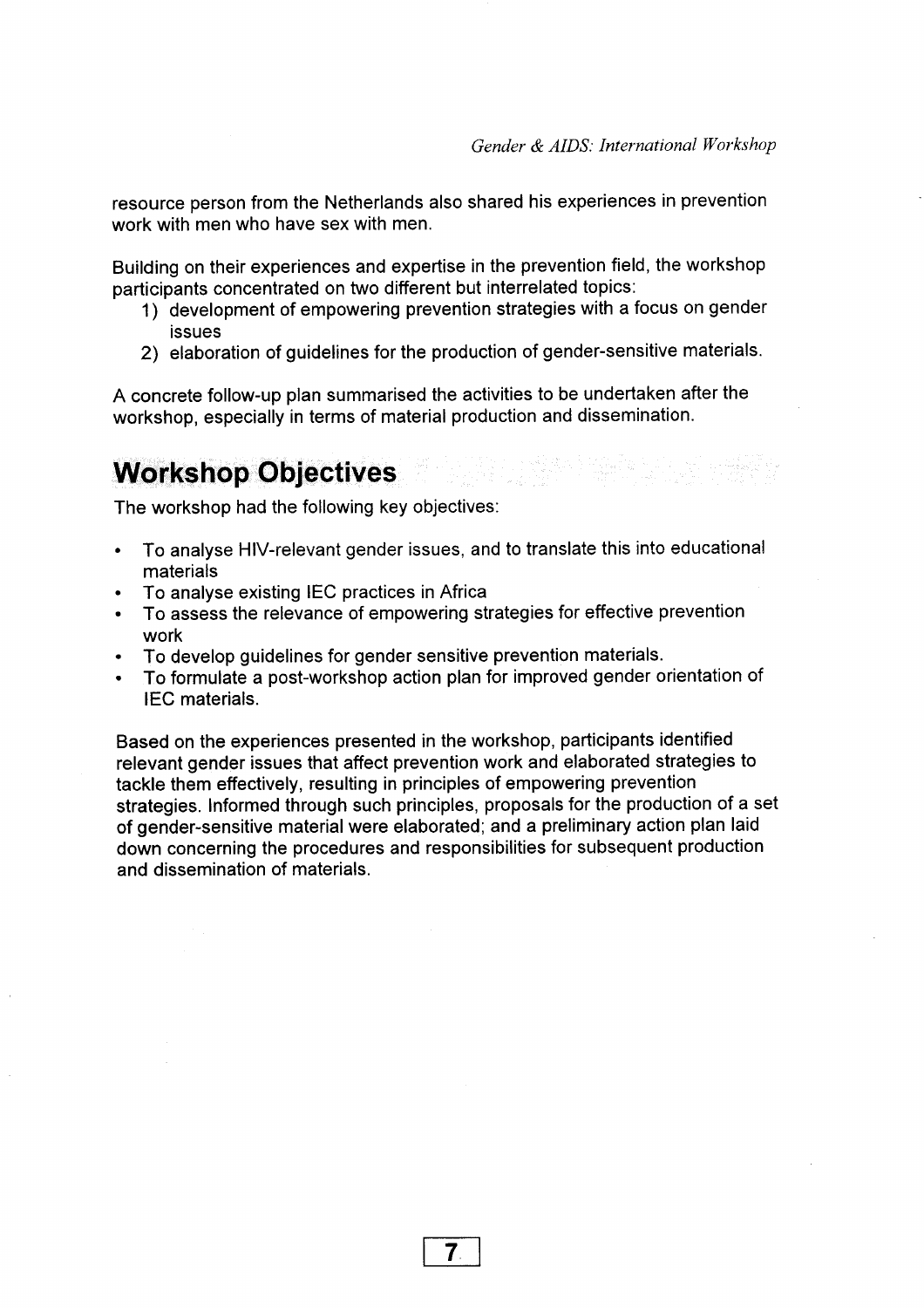resource person from the Netherlands also shared his experiences in prevention work with men who have sex with men.

Building on their experiences and expertise in the prevention field, the workshop participants concentrated on two different but interrelated topics:

1) development of empowering prevention strategies with a focus on gender issues
2) elaboration of guidelines for the production of gender-sensitive materials.

A concrete follow-up plan summarised the activities to be undertaken after the workshop, especially in terms of material production and dissemination.

## Workshop Objectives

The workshop had the following key objectives:

- To analyse HIV-relevant gender issues, and to translate this into educational materials
- To analyse existing IEC practices in Africa
- To assess the relevance of empowering strategies for effective prevention work
- To develop guidelines for gender sensitive prevention materials.
- To formulate a post-workshop action plan for improved gender orientation of IEC materials.

Based on the experiences presented in the workshop, participants identified relevant gender issues that affect prevention work and elaborated strategies to tackle them effectively, resulting in principles of empowering prevention strategies. Informed through such principles, proposals for the production of a set of gender-sensitive material were elaborated; and a preliminary action plan laid down concerning the procedures and responsibilities for subsequent production and dissemination of materials.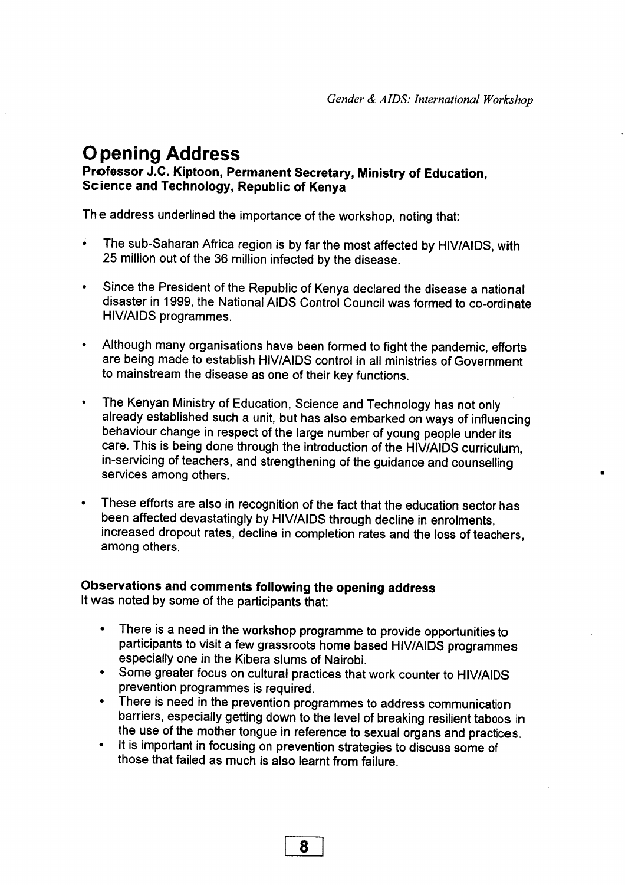# Opening Address

**Professor J.C. Kiptoon, Permanent Secretary, Ministry of Education, Science and Technology, Republic of Kenya**

The address underlined the importance of the workshop, noting that:

- The sub-Saharan Africa region is by far the most affected by HIV/AIDS, with 25 million out of the 36 million infected by the disease.
- Since the President of the Republic of Kenya declared the disease a national disaster in 1999, the National AIDS Control Council was formed to co-ordinate HIV/AIDS programmes.
- Although many organisations have been formed to fight the pandemic, efforts are being made to establish HIV/AIDS control in all ministries of Government to mainstream the disease as one of their key functions.
- The Kenyan Ministry of Education, Science and Technology has not only already established such a unit, but has also embarked on ways of influencing behaviour change in respect of the large number of young people under its care. This is being done through the introduction of the HIV/AIDS curriculum, in-servicing of teachers, and strengthening of the guidance and counselling services among others.
- These efforts are also in recognition of the fact that the education sector has been affected devastatingly by HIV/AIDS through decline in enrolments, increased dropout rates, decline in completion rates and the loss of teachers, among others.

**Observations and comments following the opening address**

It was noted by some of the participants that:

- There is a need in the workshop programme to provide opportunities to participants to visit a few grassroots home based HIV/AIDS programmes especially one in the Kibera slums of Nairobi.
- Some greater focus on cultural practices that work counter to HIV/AIDS prevention programmes is required.
- There is need in the prevention programmes to address communication barriers, especially getting down to the level of breaking resilient taboos in the use of the mother tongue in reference to sexual organs and practices.
- It is important in focusing on prevention strategies to discuss some of those that failed as much is also learnt from failure.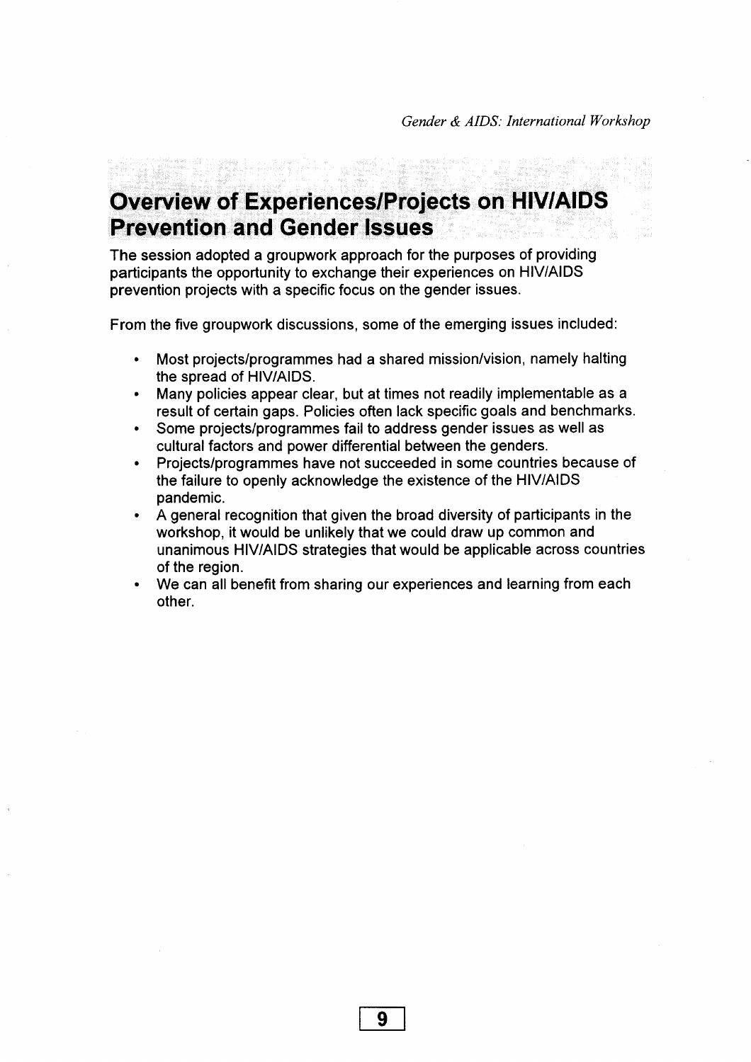# Overview of Experiences/Projects on HIV/AIDS Prevention and Gender Issues

The session adopted a groupwork approach for the purposes of providing participants the opportunity to exchange their experiences on HIV/AIDS prevention projects with a specific focus on the gender issues.

From the five groupwork discussions, some of the emerging issues included:

- Most projects/programmes had a shared mission/vision, namely halting the spread of HIV/AIDS.
- Many policies appear clear, but at times not readily implementable as a result of certain gaps. Policies often lack specific goals and benchmarks.
- Some projects/programmes fail to address gender issues as well as cultural factors and power differential between the genders.
- Projects/programmes have not succeeded in some countries because of the failure to openly acknowledge the existence of the HIV/AIDS pandemic.
- A general recognition that given the broad diversity of participants in the workshop, it would be unlikely that we could draw up common and unanimous HIV/AIDS strategies that would be applicable across countries of the region.
- We can all benefit from sharing our experiences and learning from each other.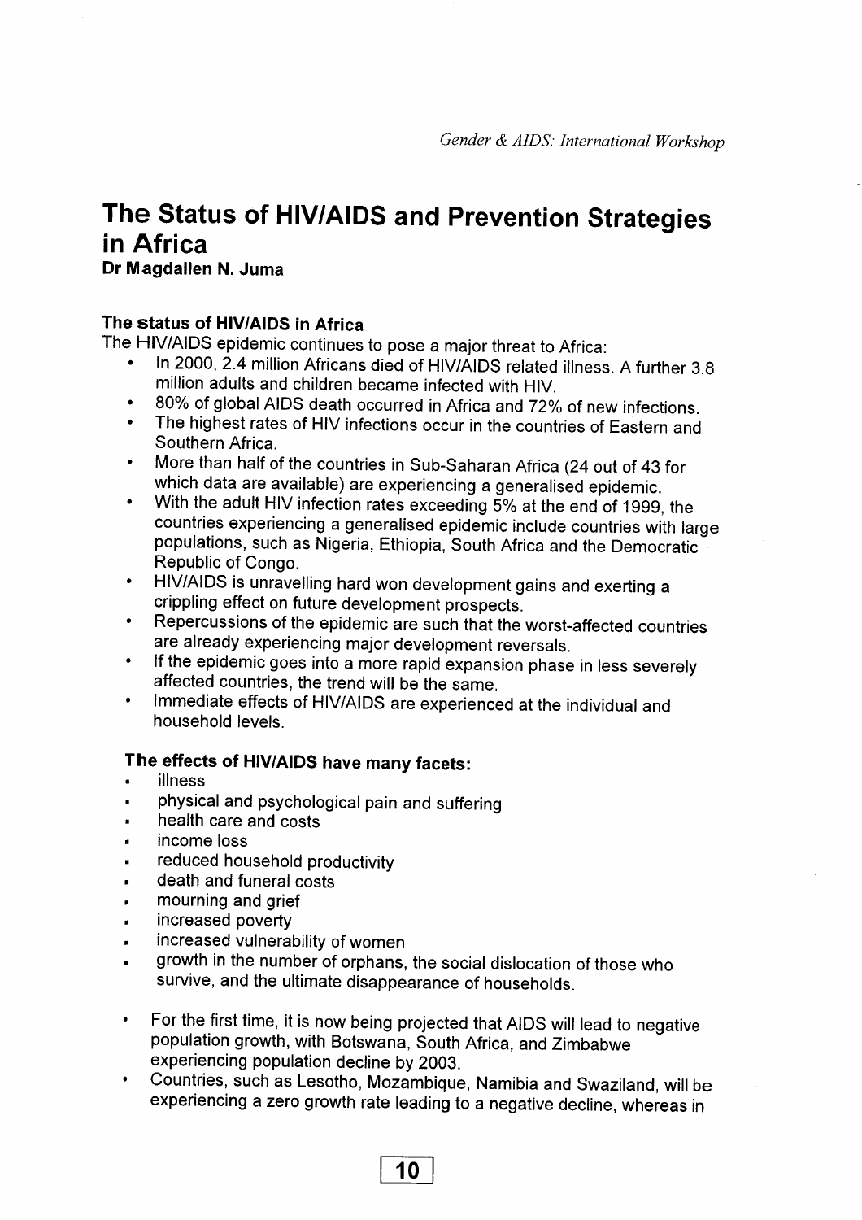# The Status of HIV/AIDS and Prevention Strategies in Africa

**Dr Magdallen N. Juma**

### The status of HIV/AIDS in Africa

The HIV/AIDS epidemic continues to pose a major threat to Africa:

- In 2000, 2.4 million Africans died of HIV/AIDS related illness. A further 3.8 million adults and children became infected with HIV.
- 80% of global AIDS death occurred in Africa and 72% of new infections.
- The highest rates of HIV infections occur in the countries of Eastern and Southern Africa.
- More than half of the countries in Sub-Saharan Africa (24 out of 43 for which data are available) are experiencing a generalised epidemic.
- With the adult HIV infection rates exceeding 5% at the end of 1999, the countries experiencing a generalised epidemic include countries with large populations, such as Nigeria, Ethiopia, South Africa and the Democratic Republic of Congo.
- HIV/AIDS is unravelling hard won development gains and exerting a crippling effect on future development prospects.
- Repercussions of the epidemic are such that the worst-affected countries are already experiencing major development reversals.
- If the epidemic goes into a more rapid expansion phase in less severely affected countries, the trend will be the same.
- Immediate effects of HIV/AIDS are experienced at the individual and household levels.

### The effects of HIV/AIDS have many facets:

- illness
- physical and psychological pain and suffering
- health care and costs
- income loss
- reduced household productivity
- death and funeral costs
- mourning and grief
- increased poverty
- increased vulnerability of women
- growth in the number of orphans, the social dislocation of those who survive, and the ultimate disappearance of households.

- For the first time, it is now being projected that AIDS will lead to negative population growth, with Botswana, South Africa, and Zimbabwe experiencing population decline by 2003.
- Countries, such as Lesotho, Mozambique, Namibia and Swaziland, will be experiencing a zero growth rate leading to a negative decline, whereas in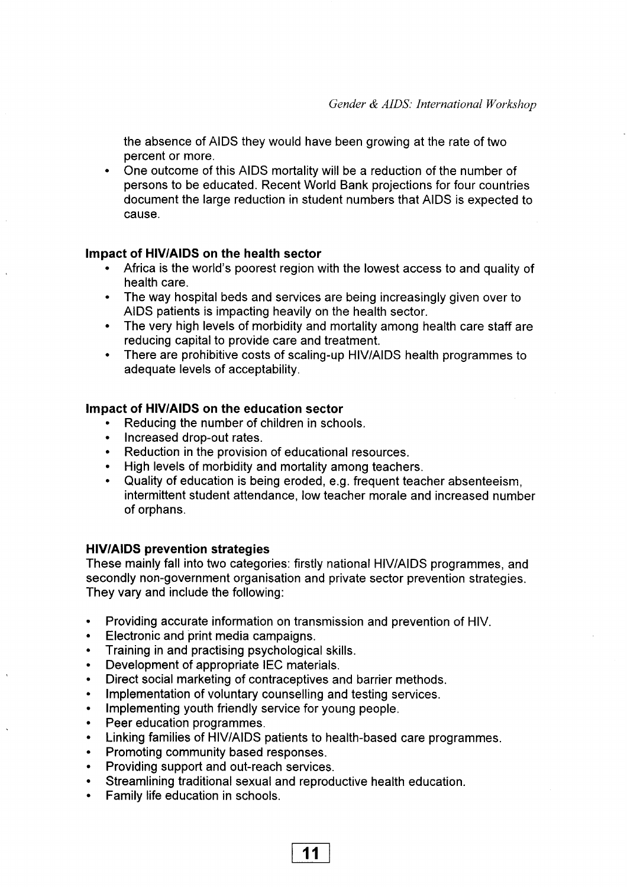the absence of AIDS they would have been growing at the rate of two percent or more.

- One outcome of this AIDS mortality will be a reduction of the number of persons to be educated. Recent World Bank projections for four countries document the large reduction in student numbers that AIDS is expected to cause.

**Impact of HIV/AIDS on the health sector**

- Africa is the world's poorest region with the lowest access to and quality of health care.
- The way hospital beds and services are being increasingly given over to AIDS patients is impacting heavily on the health sector.
- The very high levels of morbidity and mortality among health care staff are reducing capital to provide care and treatment.
- There are prohibitive costs of scaling-up HIV/AIDS health programmes to adequate levels of acceptability.

**Impact of HIV/AIDS on the education sector**

- Reducing the number of children in schools.
- Increased drop-out rates.
- Reduction in the provision of educational resources.
- High levels of morbidity and mortality among teachers.
- Quality of education is being eroded, e.g. frequent teacher absenteeism, intermittent student attendance, low teacher morale and increased number of orphans.

**HIV/AIDS prevention strategies**

These mainly fall into two categories: firstly national HIV/AIDS programmes, and secondly non-government organisation and private sector prevention strategies. They vary and include the following:

- Providing accurate information on transmission and prevention of HIV.
- Electronic and print media campaigns.
- Training in and practising psychological skills.
- Development of appropriate IEC materials.
- Direct social marketing of contraceptives and barrier methods.
- Implementation of voluntary counselling and testing services.
- Implementing youth friendly service for young people.
- Peer education programmes.
- Linking families of HIV/AIDS patients to health-based care programmes.
- Promoting community based responses.
- Providing support and out-reach services.
- Streamlining traditional sexual and reproductive health education.
- Family life education in schools.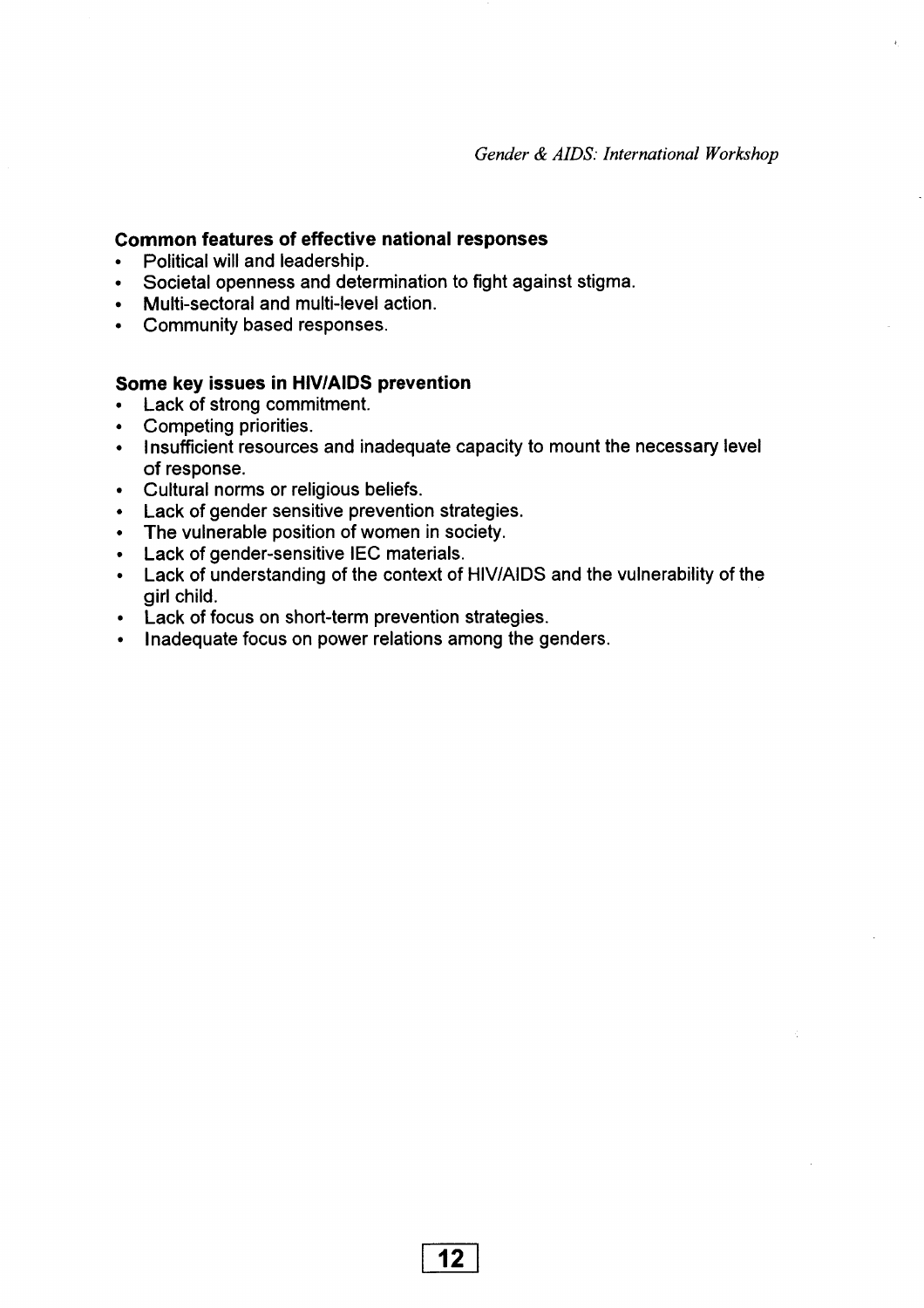**Common features of effective national responses**

- Political will and leadership.
- Societal openness and determination to fight against stigma.
- Multi-sectoral and multi-level action.
- Community based responses.

**Some key issues in HIV/AIDS prevention**

- Lack of strong commitment.
- Competing priorities.
- Insufficient resources and inadequate capacity to mount the necessary level of response.
- Cultural norms or religious beliefs.
- Lack of gender sensitive prevention strategies.
- The vulnerable position of women in society.
- Lack of gender-sensitive IEC materials.
- Lack of understanding of the context of HIV/AIDS and the vulnerability of the girl child.
- Lack of focus on short-term prevention strategies.
- Inadequate focus on power relations among the genders.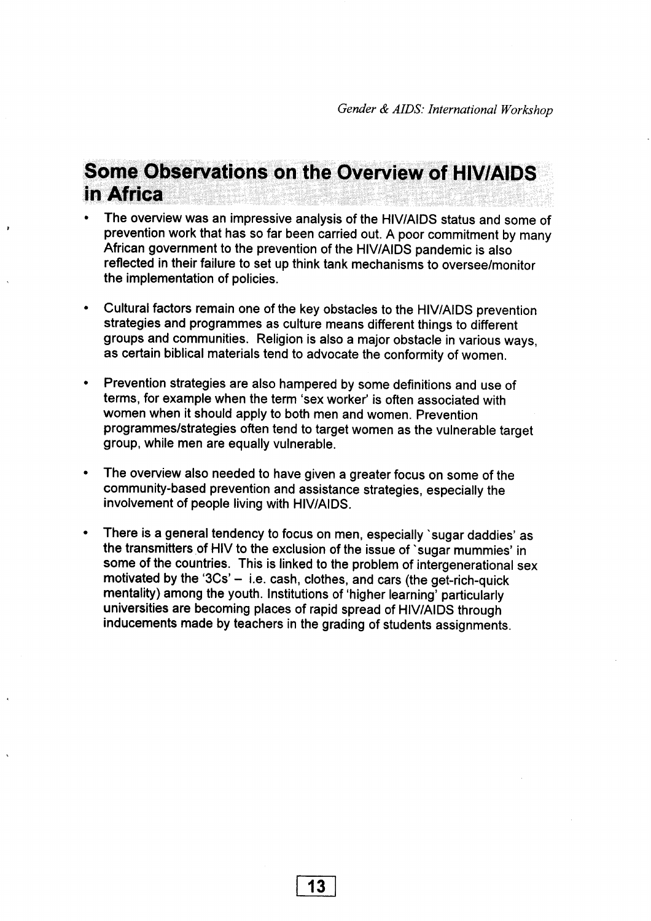## Some Observations on the Overview of HIV/AIDS in Africa

- The overview was an impressive analysis of the HIV/AIDS status and some of prevention work that has so far been carried out. A poor commitment by many African government to the prevention of the HIV/AIDS pandemic is also reflected in their failure to set up think tank mechanisms to oversee/monitor the implementation of policies.

- Cultural factors remain one of the key obstacles to the HIV/AIDS prevention strategies and programmes as culture means different things to different groups and communities. Religion is also a major obstacle in various ways, as certain biblical materials tend to advocate the conformity of women.

- Prevention strategies are also hampered by some definitions and use of terms, for example when the term 'sex worker' is often associated with women when it should apply to both men and women. Prevention programmes/strategies often tend to target women as the vulnerable target group, while men are equally vulnerable.

- The overview also needed to have given a greater focus on some of the community-based prevention and assistance strategies, especially the involvement of people living with HIV/AIDS.

- There is a general tendency to focus on men, especially `sugar daddies' as the transmitters of HIV to the exclusion of the issue of `sugar mummies' in some of the countries. This is linked to the problem of intergenerational sex motivated by the '3Cs' – i.e. cash, clothes, and cars (the get-rich-quick mentality) among the youth. Institutions of 'higher learning' particularly universities are becoming places of rapid spread of HIV/AIDS through inducements made by teachers in the grading of students assignments.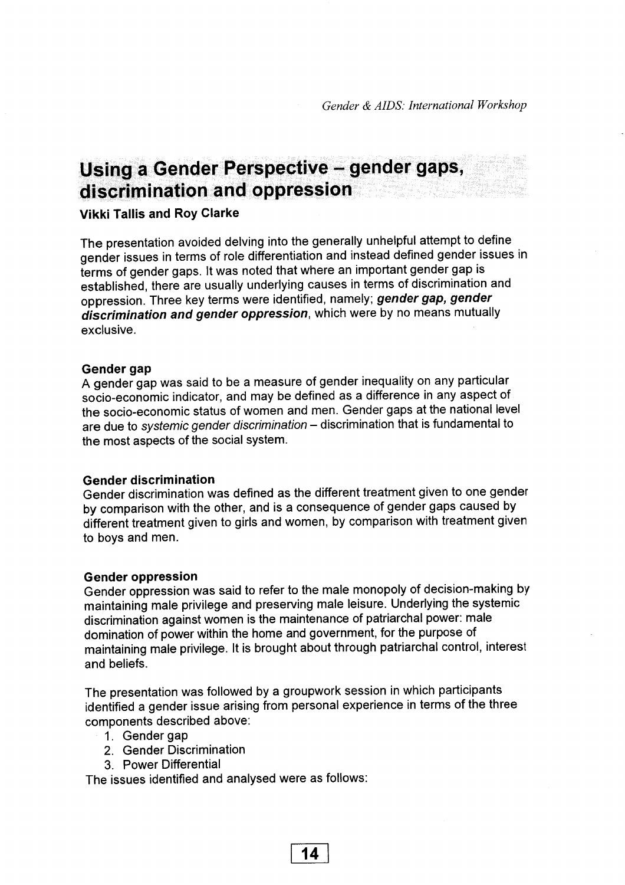# Using a Gender Perspective – gender gaps, discrimination and oppression

**Vikki Tallis and Roy Clarke**

The presentation avoided delving into the generally unhelpful attempt to define gender issues in terms of role differentiation and instead defined gender issues in terms of gender gaps. It was noted that where an important gender gap is established, there are usually underlying causes in terms of discrimination and oppression. Three key terms were identified, namely; ***gender gap, gender discrimination and gender oppression***, which were by no means mutually exclusive.

### Gender gap

A gender gap was said to be a measure of gender inequality on any particular socio-economic indicator, and may be defined as a difference in any aspect of the socio-economic status of women and men. Gender gaps at the national level are due to *systemic gender discrimination* – discrimination that is fundamental to the most aspects of the social system.

### Gender discrimination

Gender discrimination was defined as the different treatment given to one gender by comparison with the other, and is a consequence of gender gaps caused by different treatment given to girls and women, by comparison with treatment given to boys and men.

### Gender oppression

Gender oppression was said to refer to the male monopoly of decision-making by maintaining male privilege and preserving male leisure. Underlying the systemic discrimination against women is the maintenance of patriarchal power: male domination of power within the home and government, for the purpose of maintaining male privilege. It is brought about through patriarchal control, interest and beliefs.

The presentation was followed by a groupwork session in which participants identified a gender issue arising from personal experience in terms of the three components described above:

1. Gender gap
2. Gender Discrimination
3. Power Differential

The issues identified and analysed were as follows: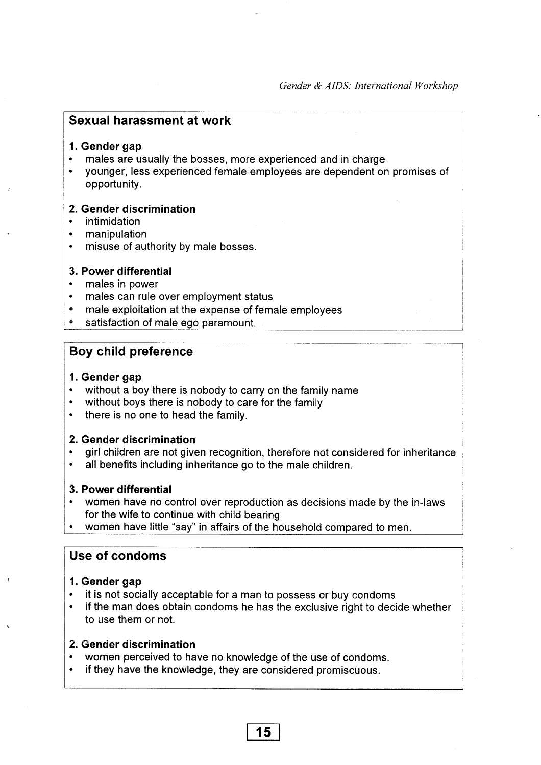## Sexual harassment at work

**1. Gender gap**

- males are usually the bosses, more experienced and in charge
- younger, less experienced female employees are dependent on promises of opportunity.

**2. Gender discrimination**

- intimidation
- manipulation
- misuse of authority by male bosses.

**3. Power differential**

- males in power
- males can rule over employment status
- male exploitation at the expense of female employees
- satisfaction of male ego paramount.

## Boy child preference

**1. Gender gap**

- without a boy there is nobody to carry on the family name
- without boys there is nobody to care for the family
- there is no one to head the family.

**2. Gender discrimination**

- girl children are not given recognition, therefore not considered for inheritance
- all benefits including inheritance go to the male children.

**3. Power differential**

- women have no control over reproduction as decisions made by the in-laws for the wife to continue with child bearing
- women have little "say" in affairs of the household compared to men.

## Use of condoms

**1. Gender gap**

- it is not socially acceptable for a man to possess or buy condoms
- if the man does obtain condoms he has the exclusive right to decide whether to use them or not.

**2. Gender discrimination**

- women perceived to have no knowledge of the use of condoms.
- if they have the knowledge, they are considered promiscuous.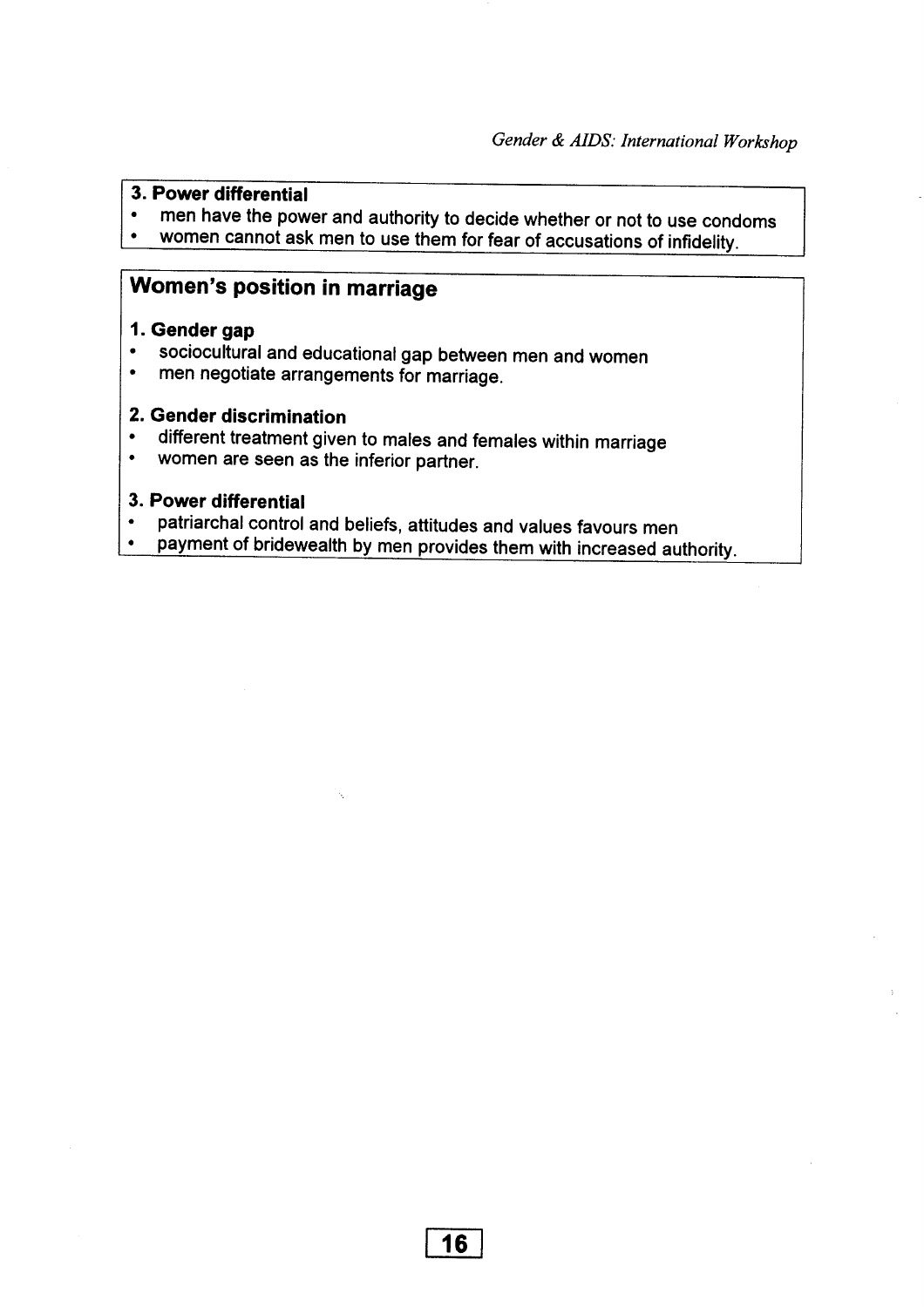**3. Power differential**

- men have the power and authority to decide whether or not to use condoms
- women cannot ask men to use them for fear of accusations of infidelity.

## Women's position in marriage

**1. Gender gap**

- sociocultural and educational gap between men and women
- men negotiate arrangements for marriage.

**2. Gender discrimination**

- different treatment given to males and females within marriage
- women are seen as the inferior partner.

**3. Power differential**

- patriarchal control and beliefs, attitudes and values favours men
- payment of bridewealth by men provides them with increased authority.